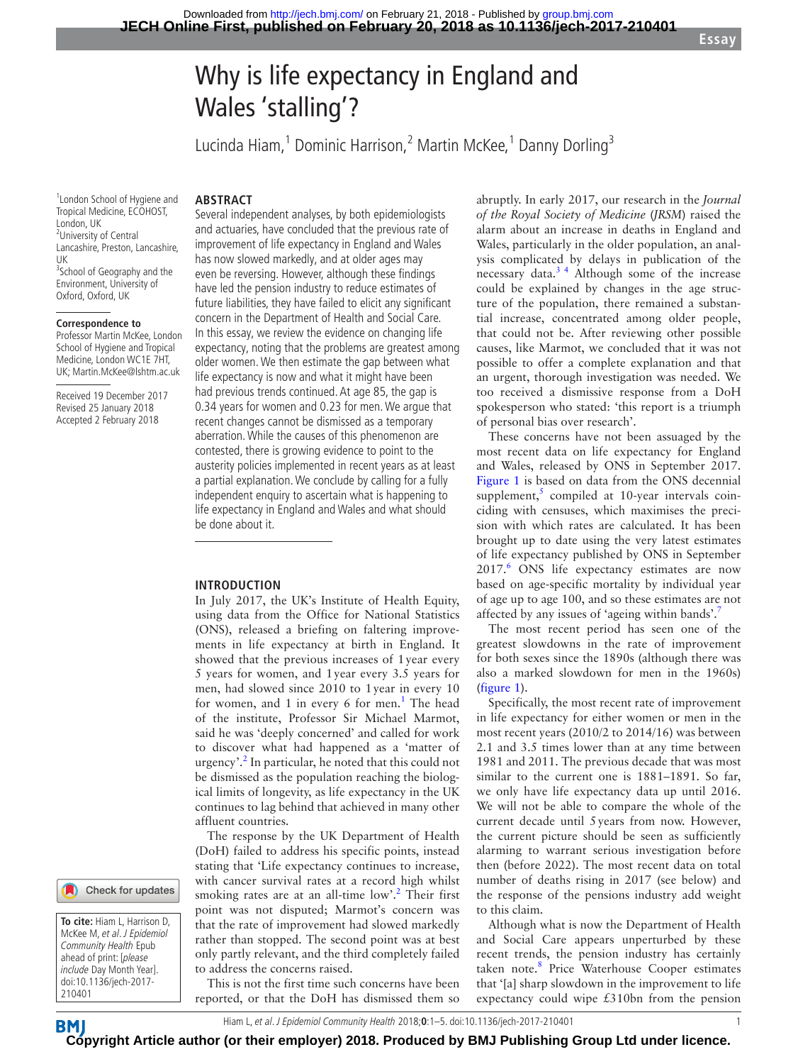# Why is life expectancy in England and Wales 'stalling'?

Lucinda Hiam,[1] Dominic Harrison,[2] Martin McKee,[1] Danny Dorling[3]

[1]London School of Hygiene and Tropical Medicine, ECOHOST, London, UK
[2]University of Central Lancashire, Preston, Lancashire, UK
[3]School of Geography and the Environment, University of Oxford, Oxford, UK

**Correspondence to** Professor Martin McKee, London School of Hygiene and Tropical Medicine, London WC1E 7HT, UK; Martin.McKee@lshtm.ac.uk

Received 19 December 2017
Revised 25 January 2018
Accepted 2 February 2018

**To cite:** Hiam L, Harrison D, McKee M, *et al. J Epidemiol Community Health* Epub ahead of print: [*please include* Day Month Year]. doi:10.1136/jech-2017-210401

## ABSTRACT

Several independent analyses, by both epidemiologists and actuaries, have concluded that the previous rate of improvement of life expectancy in England and Wales has now slowed markedly, and at older ages may even be reversing. However, although these findings have led the pension industry to reduce estimates of future liabilities, they have failed to elicit any significant concern in the Department of Health and Social Care. In this essay, we review the evidence on changing life expectancy, noting that the problems are greatest among older women. We then estimate the gap between what life expectancy is now and what it might have been had previous trends continued. At age 85, the gap is 0.34 years for women and 0.23 for men. We argue that recent changes cannot be dismissed as a temporary aberration. While the causes of this phenomenon are contested, there is growing evidence to point to the austerity policies implemented in recent years as at least a partial explanation. We conclude by calling for a fully independent enquiry to ascertain what is happening to life expectancy in England and Wales and what should be done about it.

## INTRODUCTION

In July 2017, the UK's Institute of Health Equity, using data from the Office for National Statistics (ONS), released a briefing on faltering improvements in life expectancy at birth in England. It showed that the previous increases of 1 year every 5 years for women, and 1 year every 3.5 years for men, had slowed since 2010 to 1 year in every 10 for women, and 1 in every 6 for men.[1] The head of the institute, Professor Sir Michael Marmot, said he was 'deeply concerned' and called for work to discover what had happened as a 'matter of urgency'.[2] In particular, he noted that this could not be dismissed as the population reaching the biological limits of longevity, as life expectancy in the UK continues to lag behind that achieved in many other affluent countries.

The response by the UK Department of Health (DoH) failed to address his specific points, instead stating that 'Life expectancy continues to increase, with cancer survival rates at a record high whilst smoking rates are at an all-time low'.[2] Their first point was not disputed; Marmot's concern was that the rate of improvement had slowed markedly rather than stopped. The second point was at best only partly relevant, and the third completely failed to address the concerns raised.

This is not the first time such concerns have been reported, or that the DoH has dismissed them so abruptly. In early 2017, our research in the *Journal of the Royal Society of Medicine* (*JRSM*) raised the alarm about an increase in deaths in England and Wales, particularly in the older population, an analysis complicated by delays in publication of the necessary data.[3 4] Although some of the increase could be explained by changes in the age structure of the population, there remained a substantial increase, concentrated among older people, that could not be. After reviewing other possible causes, like Marmot, we concluded that it was not possible to offer a complete explanation and that an urgent, thorough investigation was needed. We too received a dismissive response from a DoH spokesperson who stated: 'this report is a triumph of personal bias over research'.

These concerns have not been assuaged by the most recent data on life expectancy for England and Wales, released by ONS in September 2017. Figure 1 is based on data from the ONS decennial supplement,[5] compiled at 10-year intervals coinciding with censuses, which maximises the precision with which rates are calculated. It has been brought up to date using the very latest estimates of life expectancy published by ONS in September 2017.[6] ONS life expectancy estimates are now based on age-specific mortality by individual year of age up to age 100, and so these estimates are not affected by any issues of 'ageing within bands'.[7]

The most recent period has seen one of the greatest slowdowns in the rate of improvement for both sexes since the 1890s (although there was also a marked slowdown for men in the 1960s) (figure 1).

Specifically, the most recent rate of improvement in life expectancy for either women or men in the most recent years (2010/2 to 2014/16) was between 2.1 and 3.5 times lower than at any time between 1981 and 2011. The previous decade that was most similar to the current one is 1881–1891. So far, we only have life expectancy data up until 2016. We will not be able to compare the whole of the current decade until 5 years from now. However, the current picture should be seen as sufficiently alarming to warrant serious investigation before then (before 2022). The most recent data on total number of deaths rising in 2017 (see below) and the response of the pensions industry add weight to this claim.

Although what is now the Department of Health and Social Care appears unperturbed by these recent trends, the pension industry has certainly taken note.[8] Price Waterhouse Cooper estimates that '[a] sharp slowdown in the improvement to life expectancy could wipe £310bn from the pension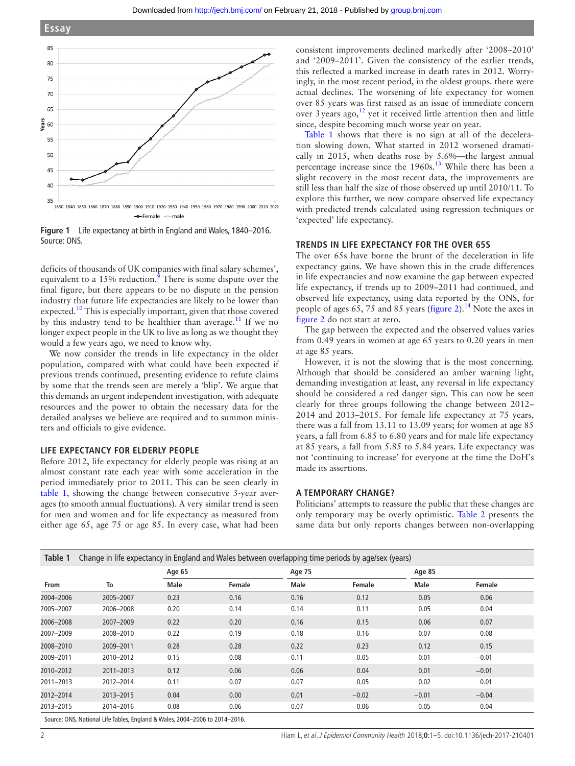Figure 1 Life expectancy at birth in England and Wales, 1840–2016. Source: ONS.

deficits of thousands of UK companies with final salary schemes', equivalent to a 15% reduction.[9] There is some dispute over the final figure, but there appears to be no dispute in the pension industry that future life expectancies are likely to be lower than expected.[10] This is especially important, given that those covered by this industry tend to be healthier than average.[11] If we no longer expect people in the UK to live as long as we thought they would a few years ago, we need to know why.

We now consider the trends in life expectancy in the older population, compared with what could have been expected if previous trends continued, presenting evidence to refute claims by some that the trends seen are merely a 'blip'. We argue that this demands an urgent independent investigation, with adequate resources and the power to obtain the necessary data for the detailed analyses we believe are required and to summon ministers and officials to give evidence.

## LIFE EXPECTANCY FOR ELDERLY PEOPLE

Before 2012, life expectancy for elderly people was rising at an almost constant rate each year with some acceleration in the period immediately prior to 2011. This can be seen clearly in table 1, showing the change between consecutive 3-year averages (to smooth annual fluctuations). A very similar trend is seen for men and women and for life expectancy as measured from either age 65, age 75 or age 85. In every case, what had been consistent improvements declined markedly after '2008–2010' and '2009–2011'. Given the consistency of the earlier trends, this reflected a marked increase in death rates in 2012. Worryingly, in the most recent period, in the oldest groups. there were actual declines. The worsening of life expectancy for women over 85 years was first raised as an issue of immediate concern over 3 years ago,[12] yet it received little attention then and little since, despite becoming much worse year on year.

Table 1 shows that there is no sign at all of the deceleration slowing down. What started in 2012 worsened dramatically in 2015, when deaths rose by 5.6%—the largest annual percentage increase since the 1960s.[13] While there has been a slight recovery in the most recent data, the improvements are still less than half the size of those observed up until 2010/11. To explore this further, we now compare observed life expectancy with predicted trends calculated using regression techniques or 'expected' life expectancy.

## TRENDS IN LIFE EXPECTANCY FOR THE OVER 65S

The over 65s have borne the brunt of the deceleration in life expectancy gains. We have shown this in the crude differences in life expectancies and now examine the gap between expected life expectancy, if trends up to 2009–2011 had continued, and observed life expectancy, using data reported by the ONS, for people of ages 65, 75 and 85 years (figure 2).[14] Note the axes in figure 2 do not start at zero.

The gap between the expected and the observed values varies from 0.49 years in women at age 65 years to 0.20 years in men at age 85 years.

However, it is not the slowing that is the most concerning. Although that should be considered an amber warning light, demanding investigation at least, any reversal in life expectancy should be considered a red danger sign. This can now be seen clearly for three groups following the change between 2012–2014 and 2013–2015. For female life expectancy at 75 years, there was a fall from 13.11 to 13.09 years; for women at age 85 years, a fall from 6.85 to 6.80 years and for male life expectancy at 85 years, a fall from 5.85 to 5.84 years. Life expectancy was not 'continuing to increase' for everyone at the time the DoH's made its assertions.

## A TEMPORARY CHANGE?

Politicians' attempts to reassure the public that these changes are only temporary may be overly optimistic. Table 2 presents the same data but only reports changes between non-overlapping

**Table 1** Change in life expectancy in England and Wales between overlapping time periods by age/sex (years)

| | | Age 65 | | Age 75 | | Age 85 | |
|---|---|---|---|---|---|---|---|
| From | To | Male | Female | Male | Female | Male | Female |
| 2004–2006 | 2005–2007 | 0.23 | 0.16 | 0.16 | 0.12 | 0.05 | 0.06 |
| 2005–2007 | 2006–2008 | 0.20 | 0.14 | 0.14 | 0.11 | 0.05 | 0.04 |
| 2006–2008 | 2007–2009 | 0.22 | 0.20 | 0.16 | 0.15 | 0.06 | 0.07 |
| 2007–2009 | 2008–2010 | 0.22 | 0.19 | 0.18 | 0.16 | 0.07 | 0.08 |
| 2008–2010 | 2009–2011 | 0.28 | 0.28 | 0.22 | 0.23 | 0.12 | 0.15 |
| 2009–2011 | 2010–2012 | 0.15 | 0.08 | 0.11 | 0.05 | 0.01 | −0.01 |
| 2010–2012 | 2011–2013 | 0.12 | 0.06 | 0.06 | 0.04 | 0.01 | −0.01 |
| 2011–2013 | 2012–2014 | 0.11 | 0.07 | 0.07 | 0.05 | 0.02 | 0.01 |
| 2012–2014 | 2013–2015 | 0.04 | 0.00 | 0.01 | −0.02 | −0.01 | −0.04 |
| 2013–2015 | 2014–2016 | 0.08 | 0.06 | 0.07 | 0.06 | 0.05 | 0.04 |

Source: ONS, National Life Tables, England & Wales, 2004–2006 to 2014–2016.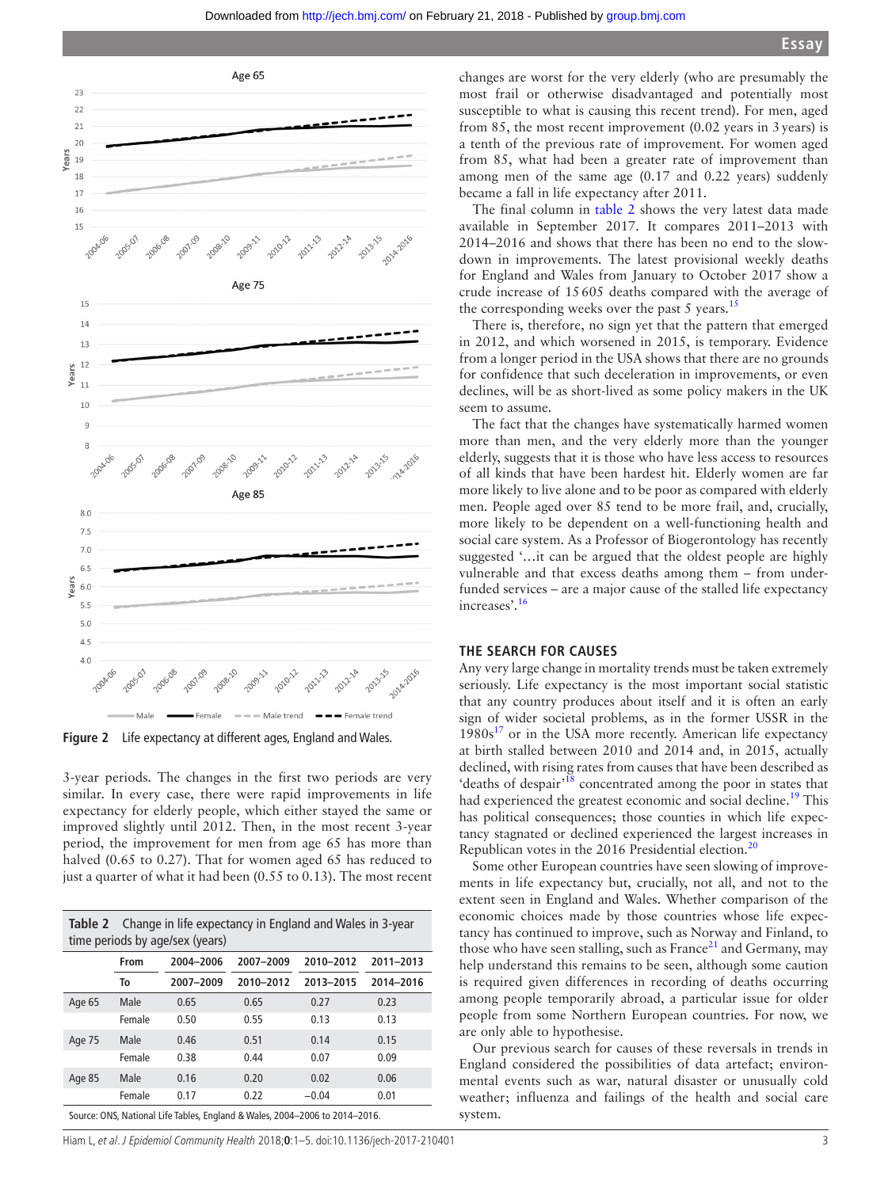Figure 2 Life expectancy at different ages, England and Wales.

3-year periods. The changes in the first two periods are very similar. In every case, there were rapid improvements in life expectancy for elderly people, which either stayed the same or improved slightly until 2012. Then, in the most recent 3-year period, the improvement for men from age 65 has more than halved (0.65 to 0.27). That for women aged 65 has reduced to just a quarter of what it had been (0.55 to 0.13). The most recent changes are worst for the very elderly (who are presumably the most frail or otherwise disadvantaged and potentially most susceptible to what is causing this recent trend). For men, aged from 85, the most recent improvement (0.02 years in 3 years) is a tenth of the previous rate of improvement. For women aged from 85, what had been a greater rate of improvement than among men of the same age (0.17 and 0.22 years) suddenly became a fall in life expectancy after 2011.

**Table 2** Change in life expectancy in England and Wales in 3-year time periods by age/sex (years)

| | From | 2004–2006 | 2007–2009 | 2010–2012 | 2011–2013 |
|---|---|---|---|---|---|
| | To | 2007–2009 | 2010–2012 | 2013–2015 | 2014–2016 |
| Age 65 | Male | 0.65 | 0.65 | 0.27 | 0.23 |
| | Female | 0.50 | 0.55 | 0.13 | 0.13 |
| Age 75 | Male | 0.46 | 0.51 | 0.14 | 0.15 |
| | Female | 0.38 | 0.44 | 0.07 | 0.09 |
| Age 85 | Male | 0.16 | 0.20 | 0.02 | 0.06 |
| | Female | 0.17 | 0.22 | −0.04 | 0.01 |

Source: ONS, National Life Tables, England & Wales, 2004–2006 to 2014–2016.

The final column in table 2 shows the very latest data made available in September 2017. It compares 2011–2013 with 2014–2016 and shows that there has been no end to the slowdown in improvements. The latest provisional weekly deaths for England and Wales from January to October 2017 show a crude increase of 15 605 deaths compared with the average of the corresponding weeks over the past 5 years.[15]

There is, therefore, no sign yet that the pattern that emerged in 2012, and which worsened in 2015, is temporary. Evidence from a longer period in the USA shows that there are no grounds for confidence that such deceleration in improvements, or even declines, will be as short-lived as some policy makers in the UK seem to assume.

The fact that the changes have systematically harmed women more than men, and the very elderly more than the younger elderly, suggests that it is those who have less access to resources of all kinds that have been hardest hit. Elderly women are far more likely to live alone and to be poor as compared with elderly men. People aged over 85 tend to be more frail, and, crucially, more likely to be dependent on a well-functioning health and social care system. As a Professor of Biogerontology has recently suggested '…it can be argued that the oldest people are highly vulnerable and that excess deaths among them – from underfunded services – are a major cause of the stalled life expectancy increases'.[16]

## THE SEARCH FOR CAUSES

Any very large change in mortality trends must be taken extremely seriously. Life expectancy is the most important social statistic that any country produces about itself and it is often an early sign of wider societal problems, as in the former USSR in the 1980s[17] or in the USA more recently. American life expectancy at birth stalled between 2010 and 2014 and, in 2015, actually declined, with rising rates from causes that have been described as 'deaths of despair'[18] concentrated among the poor in states that had experienced the greatest economic and social decline.[19] This has political consequences; those counties in which life expectancy stagnated or declined experienced the largest increases in Republican votes in the 2016 Presidential election.[20]

Some other European countries have seen slowing of improvements in life expectancy but, crucially, not all, and not to the extent seen in England and Wales. Whether comparison of the economic choices made by those countries whose life expectancy has continued to improve, such as Norway and Finland, to those who have seen stalling, such as France[21] and Germany, may help understand this remains to be seen, although some caution is required given differences in recording of deaths occurring among people temporarily abroad, a particular issue for older people from some Northern European countries. For now, we are only able to hypothesise.

Our previous search for causes of these reversals in trends in England considered the possibilities of data artefact; environmental events such as war, natural disaster or unusually cold weather; influenza and failings of the health and social care system.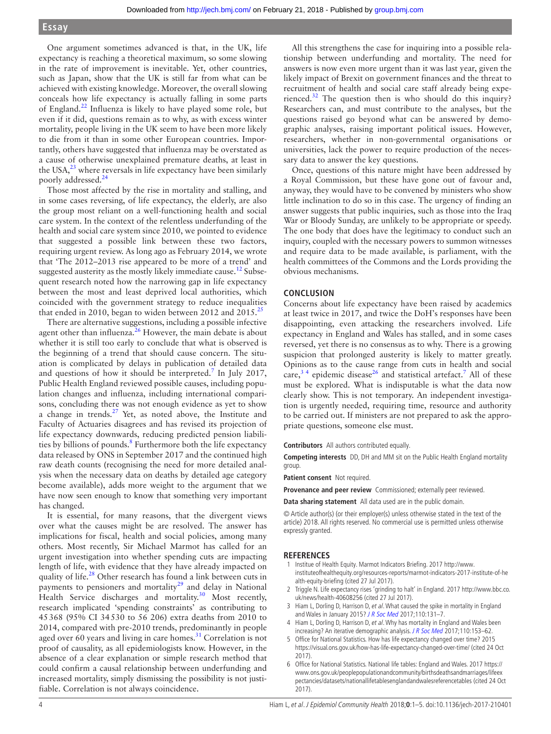One argument sometimes advanced is that, in the UK, life expectancy is reaching a theoretical maximum, so some slowing in the rate of improvement is inevitable. Yet, other countries, such as Japan, show that the UK is still far from what can be achieved with existing knowledge. Moreover, the overall slowing conceals how life expectancy is actually falling in some parts of England.[22] Influenza is likely to have played some role, but even if it did, questions remain as to why, as with excess winter mortality, people living in the UK seem to have been more likely to die from it than in some other European countries. Importantly, others have suggested that influenza may be overstated as a cause of otherwise unexplained premature deaths, at least in the USA,[23] where reversals in life expectancy have been similarly poorly addressed.[24]

Those most affected by the rise in mortality and stalling, and in some cases reversing, of life expectancy, the elderly, are also the group most reliant on a well-functioning health and social care system. In the context of the relentless underfunding of the health and social care system since 2010, we pointed to evidence that suggested a possible link between these two factors, requiring urgent review. As long ago as February 2014, we wrote that 'The 2012–2013 rise appeared to be more of a trend' and suggested austerity as the mostly likely immediate cause.[12] Subsequent research noted how the narrowing gap in life expectancy between the most and least deprived local authorities, which coincided with the government strategy to reduce inequalities that ended in 2010, began to widen between 2012 and 2015.[25]

There are alternative suggestions, including a possible infective agent other than influenza.[26] However, the main debate is about whether it is still too early to conclude that what is observed is the beginning of a trend that should cause concern. The situation is complicated by delays in publication of detailed data and questions of how it should be interpreted.[7] In July 2017, Public Health England reviewed possible causes, including population changes and influenza, including international comparisons, concluding there was not enough evidence as yet to show a change in trends.[27] Yet, as noted above, the Institute and Faculty of Actuaries disagrees and has revised its projection of life expectancy downwards, reducing predicted pension liabilities by billions of pounds.[8] Furthermore both the life expectancy data released by ONS in September 2017 and the continued high raw death counts (recognising the need for more detailed analysis when the necessary data on deaths by detailed age category become available), adds more weight to the argument that we have now seen enough to know that something very important has changed.

It is essential, for many reasons, that the divergent views over what the causes might be are resolved. The answer has implications for fiscal, health and social policies, among many others. Most recently, Sir Michael Marmot has called for an urgent investigation into whether spending cuts are impacting length of life, with evidence that they have already impacted on quality of life.[28] Other research has found a link between cuts in payments to pensioners and mortality[29] and delay in National Health Service discharges and mortality.[30] Most recently, research implicated 'spending constraints' as contributing to 45 368 (95% CI 34 530 to 56 206) extra deaths from 2010 to 2014, compared with pre-2010 trends, predominantly in people aged over 60 years and living in care homes.[31] Correlation is not proof of causality, as all epidemiologists know. However, in the absence of a clear explanation or simple research method that could confirm a causal relationship between underfunding and increased mortality, simply dismissing the possibility is not justifiable. Correlation is not always coincidence.

All this strengthens the case for inquiring into a possible relationship between underfunding and mortality. The need for answers is now even more urgent than it was last year, given the likely impact of Brexit on government finances and the threat to recruitment of health and social care staff already being experienced.[32] The question then is who should do this inquiry? Researchers can, and must contribute to the analyses, but the questions raised go beyond what can be answered by demographic analyses, raising important political issues. However, researchers, whether in non-governmental organisations or universities, lack the power to require production of the necessary data to answer the key questions.

Once, questions of this nature might have been addressed by a Royal Commission, but these have gone out of favour and, anyway, they would have to be convened by ministers who show little inclination to do so in this case. The urgency of finding an answer suggests that public inquiries, such as those into the Iraq War or Bloody Sunday, are unlikely to be appropriate or speedy. The one body that does have the legitimacy to conduct such an inquiry, coupled with the necessary powers to summon witnesses and require data to be made available, is parliament, with the health committees of the Commons and the Lords providing the obvious mechanisms.

## CONCLUSION

Concerns about life expectancy have been raised by academics at least twice in 2017, and twice the DoH's responses have been disappointing, even attacking the researchers involved. Life expectancy in England and Wales has stalled, and in some cases reversed, yet there is no consensus as to why. There is a growing suspicion that prolonged austerity is likely to matter greatly. Opinions as to the cause range from cuts in health and social care,[3,4] epidemic disease[26] and statistical artefact.[7] All of these must be explored. What is indisputable is what the data now clearly show. This is not temporary. An independent investigation is urgently needed, requiring time, resource and authority to be carried out. If ministers are not prepared to ask the appropriate questions, someone else must.

**Contributors** All authors contributed equally.

**Competing interests** DD, DH and MM sit on the Public Health England mortality group.

**Patient consent** Not required.

**Provenance and peer review** Commissioned; externally peer reviewed.

**Data sharing statement** All data used are in the public domain.

© Article author(s) (or their employer(s) unless otherwise stated in the text of the article) 2018. All rights reserved. No commercial use is permitted unless otherwise expressly granted.

## REFERENCES

1. Institue of Health Equity. Marmot Indicators Briefing. 2017 http://www.instituteofhealthequity.org/resources-reports/marmot-indicators-2017-institute-of-health-equity-briefing (cited 27 Jul 2017).
2. Triggle N. Life expectancy rises 'grinding to halt' in England. 2017 http://www.bbc.co.uk/news/health-40608256 (cited 27 Jul 2017).
3. Hiam L, Dorling D, Harrison D, *et al*. What caused the spike in mortality in England and Wales in January 2015? *J R Soc Med* 2017;110:131–7.
4. Hiam L, Dorling D, Harrison D, *et al*. Why has mortality in England and Wales been increasing? An iterative demographic analysis. *J R Soc Med* 2017;110:153–62.
5. Office for National Statistics. How has life expectancy changed over time? 2015 https://visual.ons.gov.uk/how-has-life-expectancy-changed-over-time/ (cited 24 Oct 2017).
6. Office for National Statistics. National life tables: England and Wales. 2017 https://www.ons.gov.uk/peoplepopulationandcommunity/birthsdeathsandmarriages/lifeexpectancies/datasets/nationallifetablesenglandandwalesreferencetables (cited 24 Oct 2017).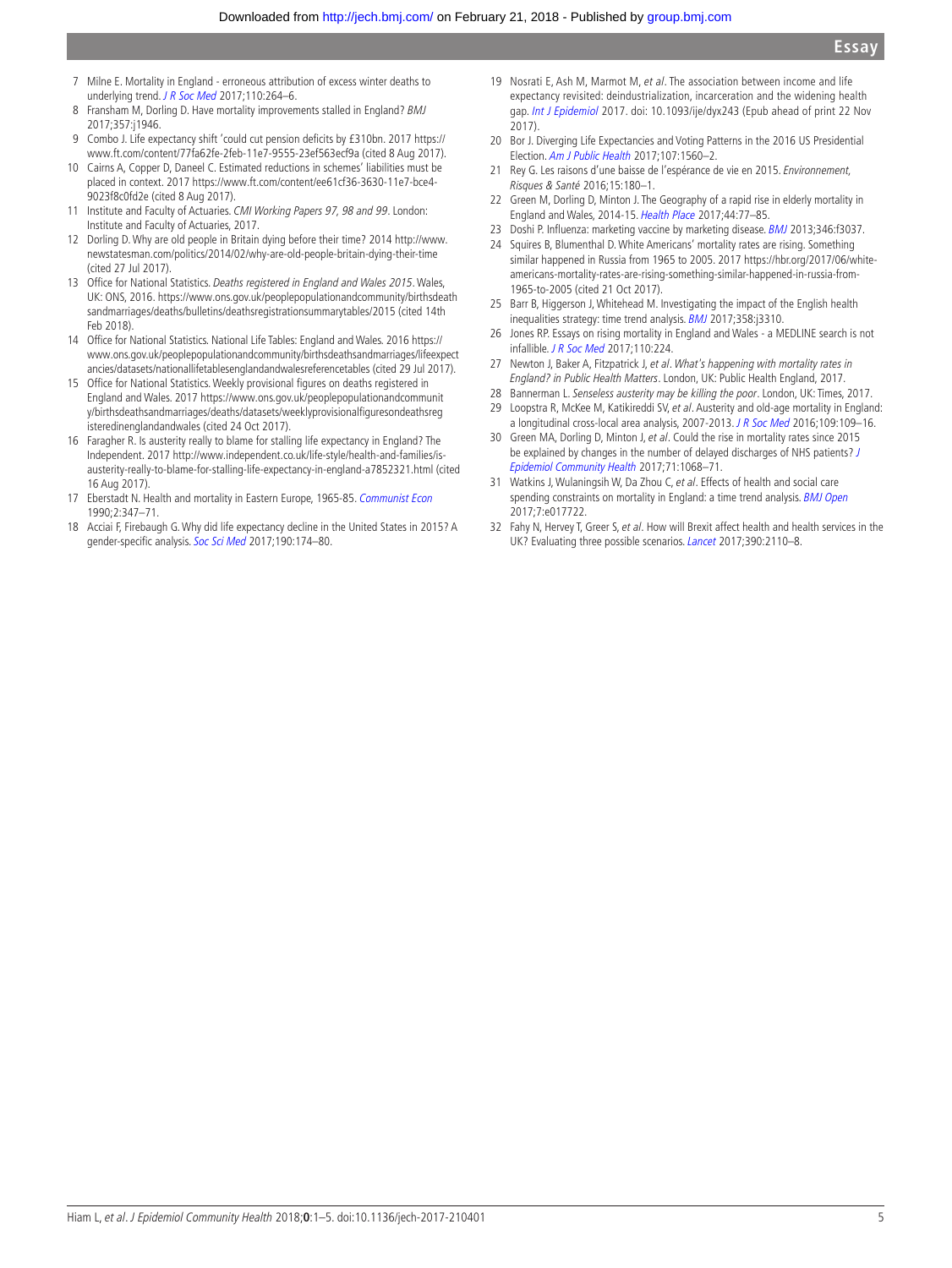7 Milne E. Mortality in England - erroneous attribution of excess winter deaths to underlying trend. *J R Soc Med* 2017;110:264–6.

8 Fransham M, Dorling D. Have mortality improvements stalled in England? *BMJ* 2017;357:j1946.

9 Combo J. Life expectancy shift 'could cut pension deficits by £310bn. 2017 https://www.ft.com/content/77fa62fe-2feb-11e7-9555-23ef563ecf9a (cited 8 Aug 2017).

10 Cairns A, Copper D, Daneel C. Estimated reductions in schemes' liabilities must be placed in context. 2017 https://www.ft.com/content/ee61cf36-3630-11e7-bce4-9023f8c0fd2e (cited 8 Aug 2017).

11 Institute and Faculty of Actuaries. *CMI Working Papers 97, 98 and 99*. London: Institute and Faculty of Actuaries, 2017.

12 Dorling D. Why are old people in Britain dying before their time? 2014 http://www.newstatesman.com/politics/2014/02/why-are-old-people-britain-dying-their-time (cited 27 Jul 2017).

13 Office for National Statistics. *Deaths registered in England and Wales 2015*. Wales, UK: ONS, 2016. https://www.ons.gov.uk/peoplepopulationandcommunity/birthsdeathsandmarriages/deaths/bulletins/deathsregistrationsummarytables/2015 (cited 14th Feb 2018).

14 Office for National Statistics. National Life Tables: England and Wales. 2016 https://www.ons.gov.uk/peoplepopulationandcommunity/birthsdeathsandmarriages/lifeexpectancies/datasets/nationallifetablesenglandandwalesreferencetables (cited 29 Jul 2017).

15 Office for National Statistics. Weekly provisional figures on deaths registered in England and Wales. 2017 https://www.ons.gov.uk/peoplepopulationandcommunity/birthsdeathsandmarriages/deaths/datasets/weeklyprovisionalfiguresondeathsregisteredinenglandandwales (cited 24 Oct 2017).

16 Faragher R. Is austerity really to blame for stalling life expectancy in England? The Independent. 2017 http://www.independent.co.uk/life-style/health-and-families/is-austerity-really-to-blame-for-stalling-life-expectancy-in-england-a7852321.html (cited 16 Aug 2017).

17 Eberstadt N. Health and mortality in Eastern Europe, 1965-85. *Communist Econ* 1990;2:347–71.

18 Acciai F, Firebaugh G. Why did life expectancy decline in the United States in 2015? A gender-specific analysis. *Soc Sci Med* 2017;190:174–80.

19 Nosrati E, Ash M, Marmot M, *et al*. The association between income and life expectancy revisited: deindustrialization, incarceration and the widening health gap. *Int J Epidemiol* 2017. doi: 10.1093/ije/dyx243 (Epub ahead of print 22 Nov 2017).

20 Bor J. Diverging Life Expectancies and Voting Patterns in the 2016 US Presidential Election. *Am J Public Health* 2017;107:1560–2.

21 Rey G. Les raisons d'une baisse de l'espérance de vie en 2015. *Environnement, Risques & Santé* 2016;15:180–1.

22 Green M, Dorling D, Minton J. The Geography of a rapid rise in elderly mortality in England and Wales, 2014-15. *Health Place* 2017;44:77–85.

23 Doshi P. Influenza: marketing vaccine by marketing disease. *BMJ* 2013;346:f3037.

24 Squires B, Blumenthal D. White Americans' mortality rates are rising. Something similar happened in Russia from 1965 to 2005. 2017 https://hbr.org/2017/06/white-americans-mortality-rates-are-rising-something-similar-happened-in-russia-from-1965-to-2005 (cited 21 Oct 2017).

25 Barr B, Higgerson J, Whitehead M. Investigating the impact of the English health inequalities strategy: time trend analysis. *BMJ* 2017;358:j3310.

26 Jones RP. Essays on rising mortality in England and Wales - a MEDLINE search is not infallible. *J R Soc Med* 2017;110:224.

27 Newton J, Baker A, Fitzpatrick J, *et al*. *What's happening with mortality rates in England? in Public Health Matters*. London, UK: Public Health England, 2017.

28 Bannerman L. *Senseless austerity may be killing the poor*. London, UK: Times, 2017.

29 Loopstra R, McKee M, Katikireddi SV, *et al*. Austerity and old-age mortality in England: a longitudinal cross-local area analysis, 2007-2013. *J R Soc Med* 2016;109:109–16.

30 Green MA, Dorling D, Minton J, *et al*. Could the rise in mortality rates since 2015 be explained by changes in the number of delayed discharges of NHS patients? *J Epidemiol Community Health* 2017;71:1068–71.

31 Watkins J, Wulaningsih W, Da Zhou C, *et al*. Effects of health and social care spending constraints on mortality in England: a time trend analysis. *BMJ Open* 2017;7:e017722.

32 Fahy N, Hervey T, Greer S, *et al*. How will Brexit affect health and health services in the UK? Evaluating three possible scenarios. *Lancet* 2017;390:2110–8.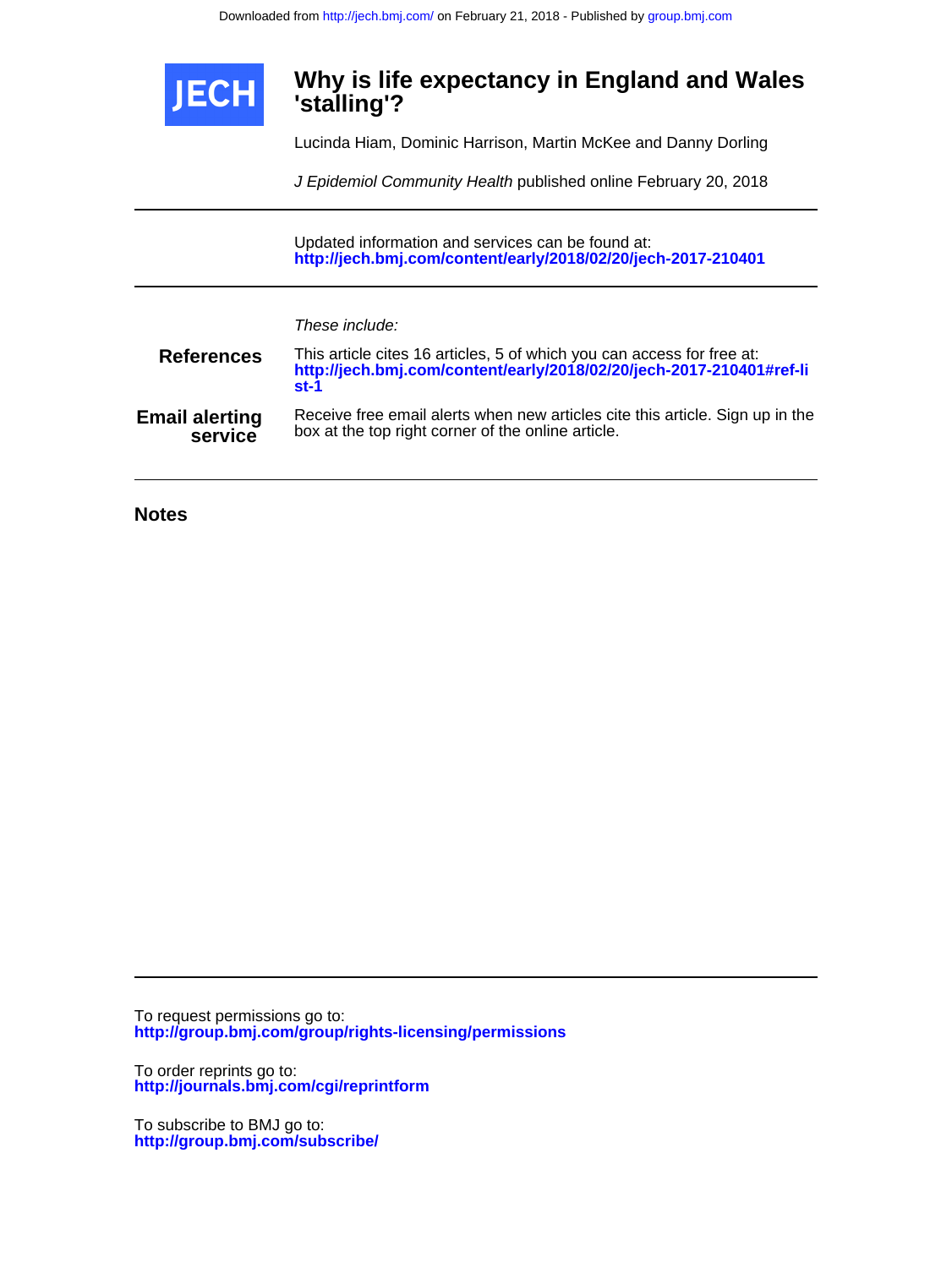Downloaded from http://jech.bmj.com/ on February 21, 2018 - Published by group.bmj.com

JECH

# Why is life expectancy in England and Wales 'stalling'?

Lucinda Hiam, Dominic Harrison, Martin McKee and Danny Dorling

*J Epidemiol Community Health* published online February 20, 2018

Updated information and services can be found at:
**http://jech.bmj.com/content/early/2018/02/20/jech-2017-210401**

*These include:*

**References**

This article cites 16 articles, 5 of which you can access for free at:
**http://jech.bmj.com/content/early/2018/02/20/jech-2017-210401#ref-list-1**

**Email alerting service**

Receive free email alerts when new articles cite this article. Sign up in the box at the top right corner of the online article.

## Notes

To request permissions go to:
**http://group.bmj.com/group/rights-licensing/permissions**

To order reprints go to:
**http://journals.bmj.com/cgi/reprintform**

To subscribe to BMJ go to:
**http://group.bmj.com/subscribe/**